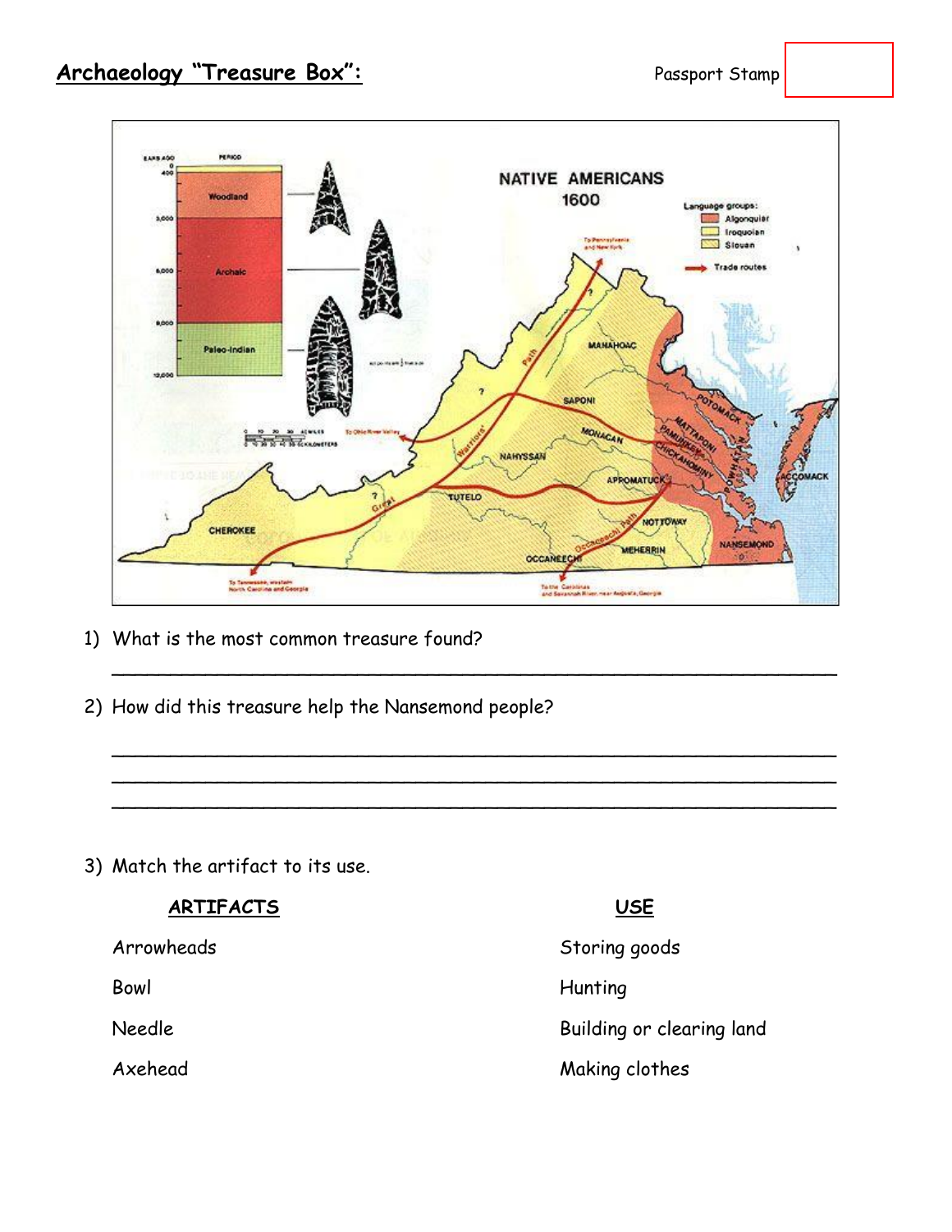## Archaeology "Treasure Box":

Passport Stamp

1) What is the most common treasure found?

_______________________________________________________________

2) How did this treasure help the Nansemond people?

_______________________________________________________________
_______________________________________________________________
_______________________________________________________________

3) Match the artifact to its use.

| **ARTIFACTS** | **USE** |
|---|---|
| Arrowheads | Storing goods |
| Bowl | Hunting |
| Needle | Building or clearing land |
| Axehead | Making clothes |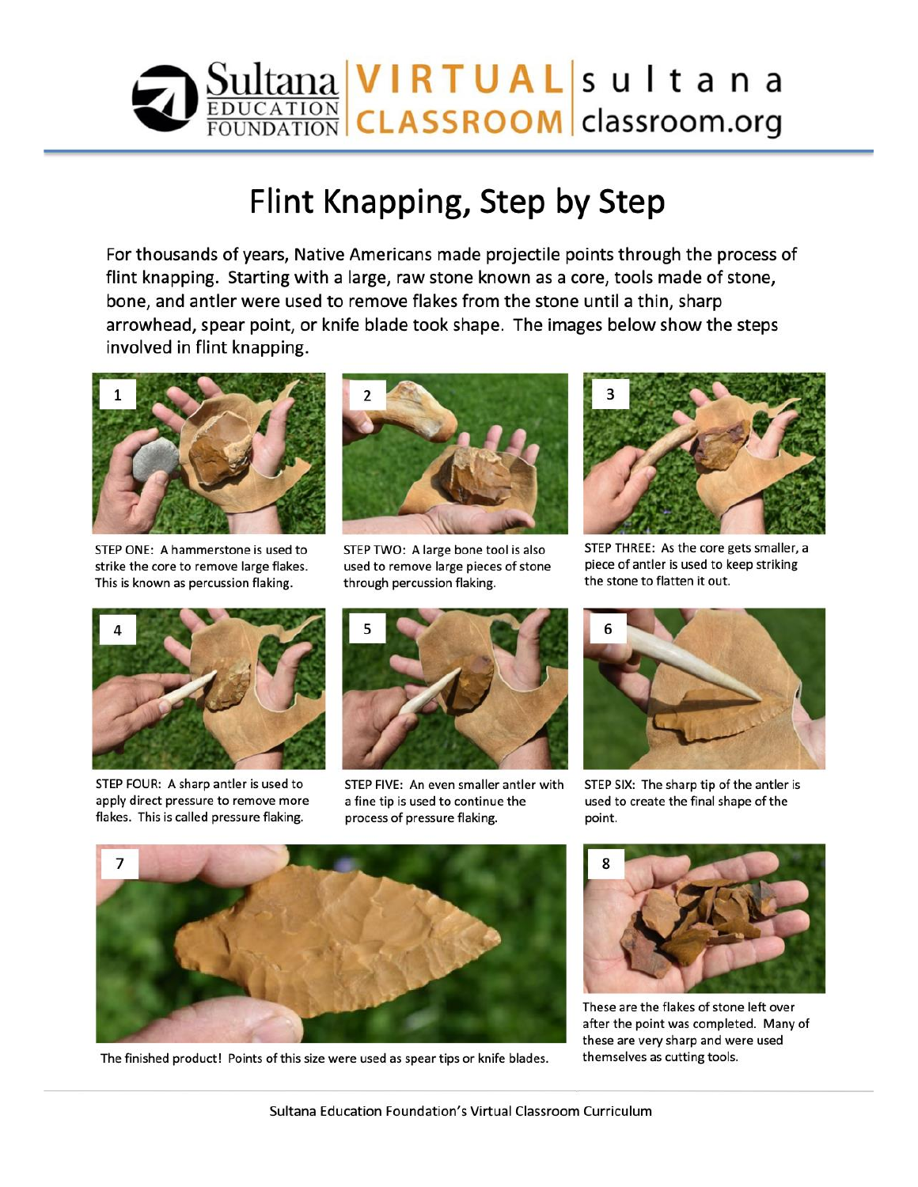# Flint Knapping, Step by Step

For thousands of years, Native Americans made projectile points through the process of flint knapping. Starting with a large, raw stone known as a core, tools made of stone, bone, and antler were used to remove flakes from the stone until a thin, sharp arrowhead, spear point, or knife blade took shape. The images below show the steps involved in flint knapping.

1

STEP ONE: A hammerstone is used to strike the core to remove large flakes. This is known as percussion flaking.

2

STEP TWO: A large bone tool is also used to remove large pieces of stone through percussion flaking.

3

STEP THREE: As the core gets smaller, a piece of antler is used to keep striking the stone to flatten it out.

4

STEP FOUR: A sharp antler is used to apply direct pressure to remove more flakes. This is called pressure flaking.

5

STEP FIVE: An even smaller antler with a fine tip is used to continue the process of pressure flaking.

6

STEP SIX: The sharp tip of the antler is used to create the final shape of the point.

7

The finished product! Points of this size were used as spear tips or knife blades.

8

These are the flakes of stone left over after the point was completed. Many of these are very sharp and were used themselves as cutting tools.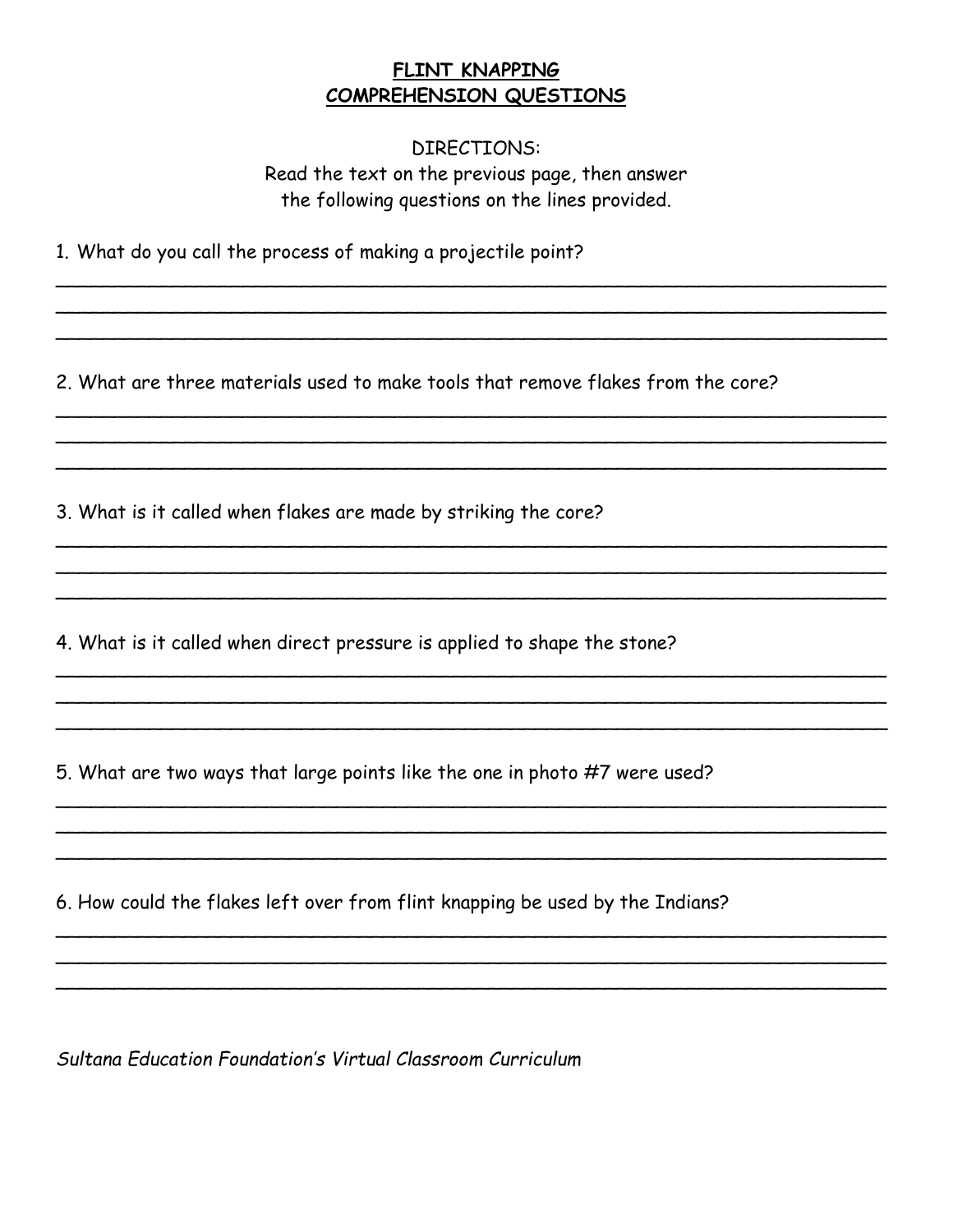# FLINT KNAPPING
## COMPREHENSION QUESTIONS

DIRECTIONS:
Read the text on the previous page, then answer the following questions on the lines provided.

1. What do you call the process of making a projectile point?

____________________________________________________________________________
____________________________________________________________________________
____________________________________________________________________________

2. What are three materials used to make tools that remove flakes from the core?

____________________________________________________________________________
____________________________________________________________________________
____________________________________________________________________________

3. What is it called when flakes are made by striking the core?

____________________________________________________________________________
____________________________________________________________________________
____________________________________________________________________________

4. What is it called when direct pressure is applied to shape the stone?

____________________________________________________________________________
____________________________________________________________________________
____________________________________________________________________________

5. What are two ways that large points like the one in photo #7 were used?

____________________________________________________________________________
____________________________________________________________________________
____________________________________________________________________________

6. How could the flakes left over from flint knapping be used by the Indians?

____________________________________________________________________________
____________________________________________________________________________
____________________________________________________________________________

*Sultana Education Foundation's Virtual Classroom Curriculum*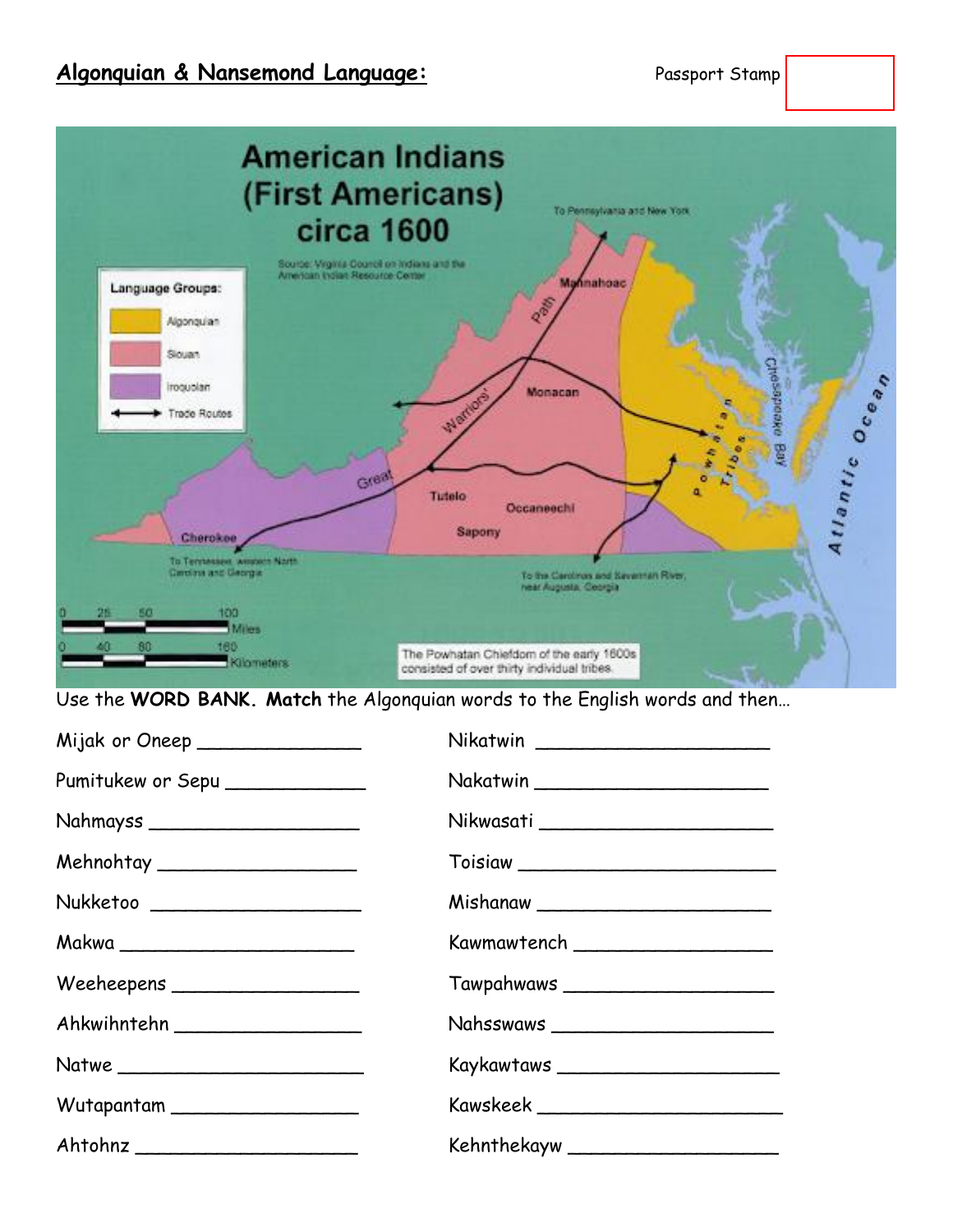## Algonquian & Nansemond Language:

Passport Stamp

American Indians (First Americans) circa 1600

Source: Virginia Council on Indians and the American Indian Resource Center

Language Groups:
- Algonquian
- Siouan
- Iroquoian
- Trade Routes

To Pennsylvania and New York

Mannahoac

Path

Warriors'

Great

Monacan

Powhatan Tribes

Chesapeake Bay

Atlantic Ocean

Tutelo

Occaneechi

Sapony

Cherokee

To Tennessee, western North Carolina and Georgia

To the Carolinas and Savannah River, near Augusta, Georgia

0 25 50 100 Miles

0 40 80 160 Kilometers

The Powhatan Chiefdom of the early 1600s consisted of over thirty individual tribes.

Use the **WORD BANK. Match** the Algonquian words to the English words and then…

Mijak or Oneep _______________

Pumitukew or Sepu _____________

Nahmayss ___________________

Mehnohtay __________________

Nukketoo ___________________

Makwa _____________________

Weeheepens _________________

Ahkwihntehn _________________

Natwe ______________________

Wutapantam _________________

Ahtohnz ____________________

Nikatwin _____________________

Nakatwin _____________________

Nikwasati _____________________

Toisiaw _______________________

Mishanaw _____________________

Kawmawtench __________________

Tawpahwaws ___________________

Nahsswaws ____________________

Kaykawtaws ____________________

Kawskeek ______________________

Kehnthekayw ___________________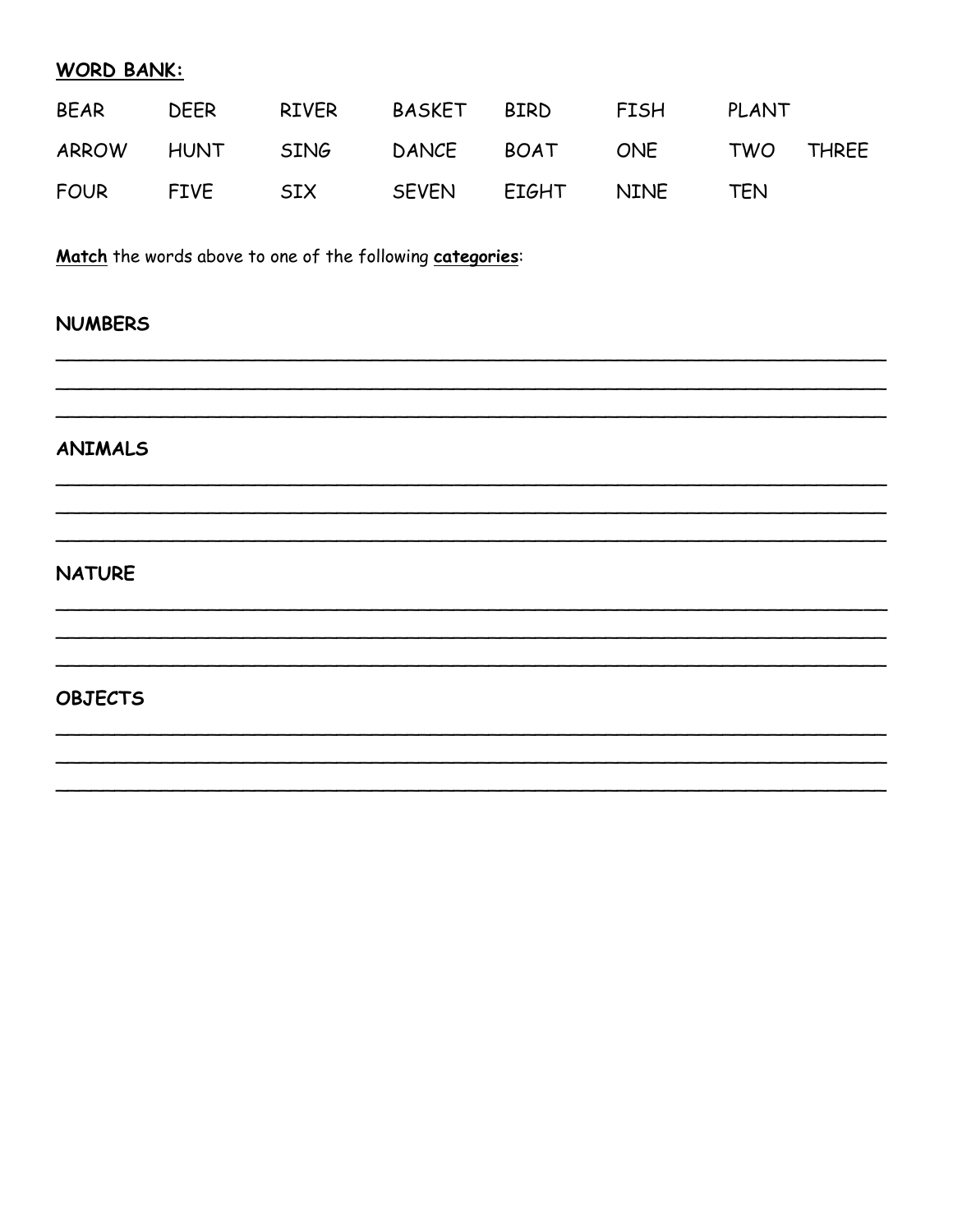**WORD BANK:**

| | | | | | | | |
|---|---|---|---|---|---|---|---|
| BEAR | DEER | RIVER | BASKET | BIRD | FISH | PLANT | |
| ARROW | HUNT | SING | DANCE | BOAT | ONE | TWO | THREE |
| FOUR | FIVE | SIX | SEVEN | EIGHT | NINE | TEN | |

**Match** the words above to one of the following **categories**:

**NUMBERS**

___________________________________________________________________________

___________________________________________________________________________

___________________________________________________________________________

**ANIMALS**

___________________________________________________________________________

___________________________________________________________________________

___________________________________________________________________________

**NATURE**

___________________________________________________________________________

___________________________________________________________________________

___________________________________________________________________________

**OBJECTS**

___________________________________________________________________________

___________________________________________________________________________

___________________________________________________________________________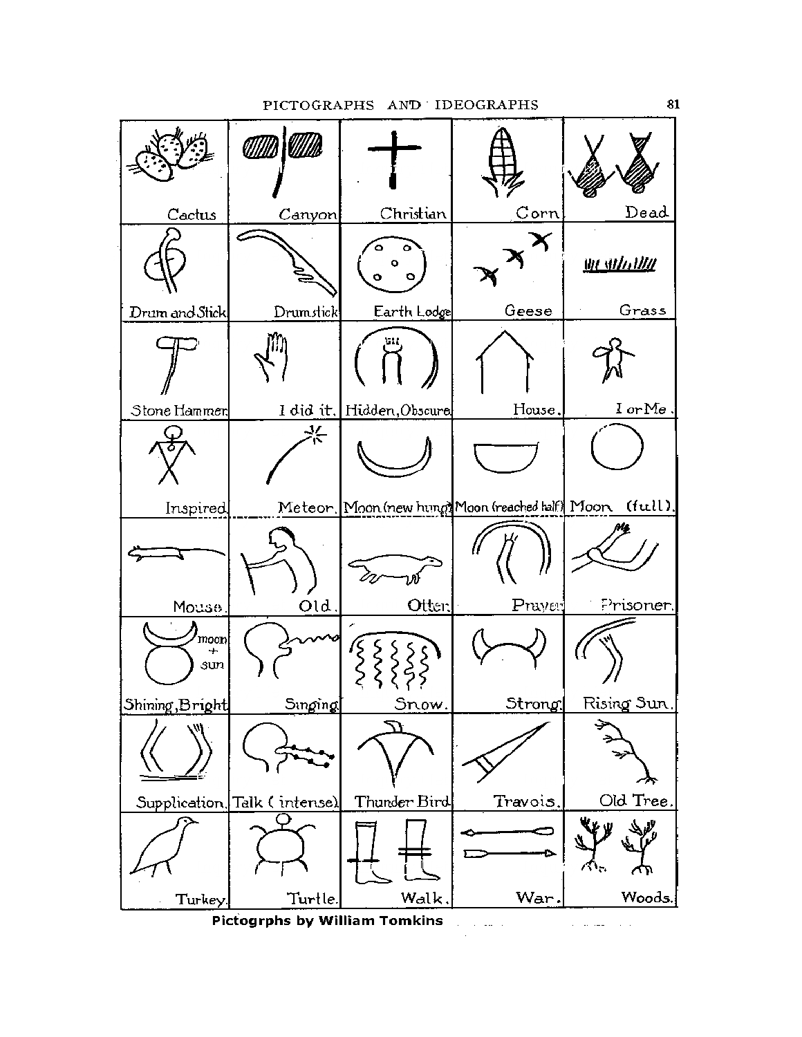| | | | | |
|---|---|---|---|---|
| Cactus | Canyon | Christian | Corn | Dead |
| Drum and Stick | Drumstick | Earth Lodge | Geese | Grass |
| Stone Hammer | I did it. | Hidden, Obscure | House. | I or Me. |
| Inspired | Meteor. | Moon (new hung) | Moon (reached half) | Moon (full). |
| Mouse. | Old. | Otter. | Prayer | Prisoner. |
| moon + sun Shining, Bright | Singing | Snow. | Strong | Rising Sun. |
| Supplication. | Talk (intense) | Thunder Bird | Travois. | Old Tree. |
| Turkey. | Turtle. | Walk. | War. | Woods. |

**Pictogrphs by William Tomkins**